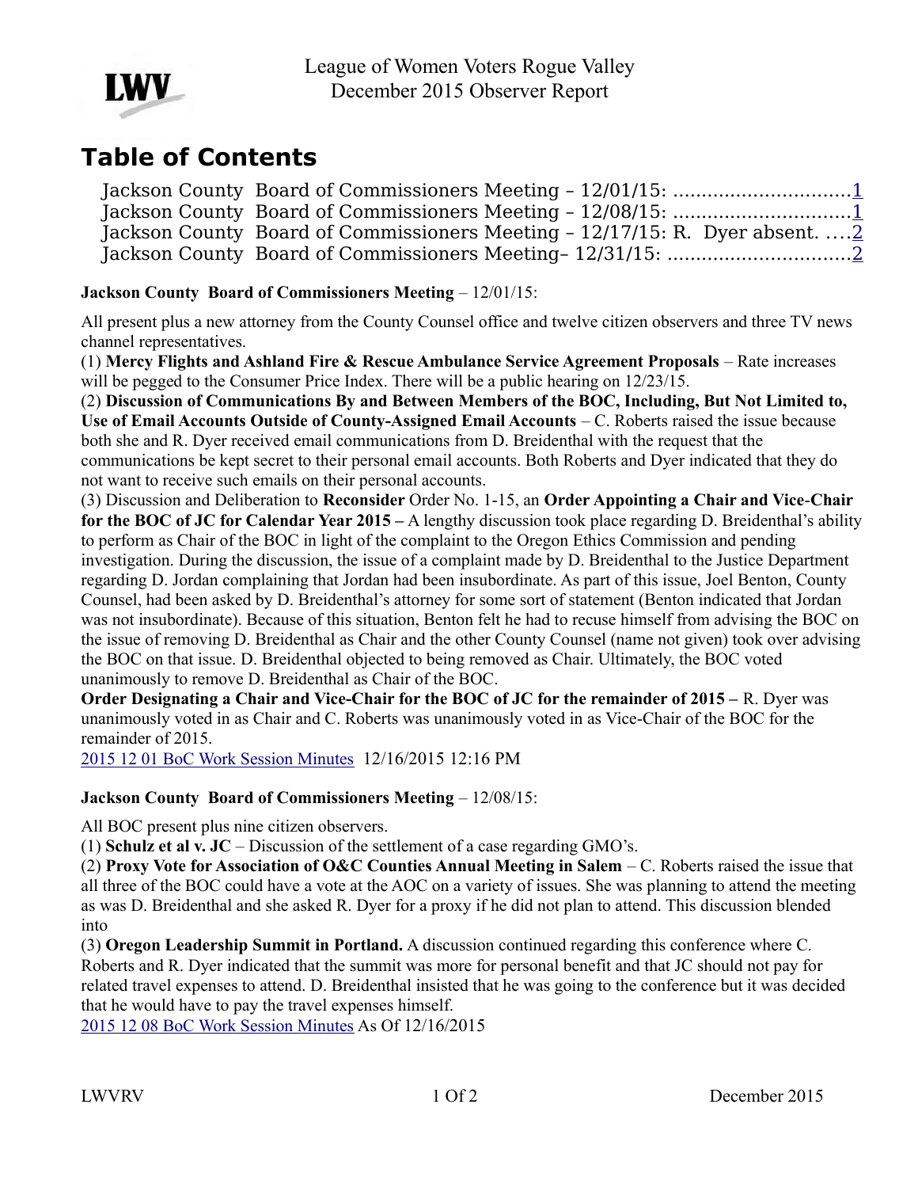League of Women Voters Rogue Valley
December 2015 Observer Report

# Table of Contents

Jackson County Board of Commissioners Meeting – 12/01/15: ...............................1
Jackson County Board of Commissioners Meeting – 12/08/15: ...............................1
Jackson County Board of Commissioners Meeting – 12/17/15: R. Dyer absent. ....2
Jackson County Board of Commissioners Meeting– 12/31/15: ................................2

**Jackson County Board of Commissioners Meeting** – 12/01/15:

All present plus a new attorney from the County Counsel office and twelve citizen observers and three TV news channel representatives.
(1) **Mercy Flights and Ashland Fire & Rescue Ambulance Service Agreement Proposals** – Rate increases will be pegged to the Consumer Price Index. There will be a public hearing on 12/23/15.
(2) **Discussion of Communications By and Between Members of the BOC, Including, But Not Limited to, Use of Email Accounts Outside of County-Assigned Email Accounts** – C. Roberts raised the issue because both she and R. Dyer received email communications from D. Breidenthal with the request that the communications be kept secret to their personal email accounts. Both Roberts and Dyer indicated that they do not want to receive such emails on their personal accounts.
(3) Discussion and Deliberation to **Reconsider** Order No. 1-15, an **Order Appointing a Chair and Vice-Chair for the BOC of JC for Calendar Year 2015 –** A lengthy discussion took place regarding D. Breidenthal's ability to perform as Chair of the BOC in light of the complaint to the Oregon Ethics Commission and pending investigation. During the discussion, the issue of a complaint made by D. Breidenthal to the Justice Department regarding D. Jordan complaining that Jordan had been insubordinate. As part of this issue, Joel Benton, County Counsel, had been asked by D. Breidenthal's attorney for some sort of statement (Benton indicated that Jordan was not insubordinate). Because of this situation, Benton felt he had to recuse himself from advising the BOC on the issue of removing D. Breidenthal as Chair and the other County Counsel (name not given) took over advising the BOC on that issue. D. Breidenthal objected to being removed as Chair. Ultimately, the BOC voted unanimously to remove D. Breidenthal as Chair of the BOC.
**Order Designating a Chair and Vice-Chair for the BOC of JC for the remainder of 2015 –** R. Dyer was unanimously voted in as Chair and C. Roberts was unanimously voted in as Vice-Chair of the BOC for the remainder of 2015.
2015 12 01 BoC Work Session Minutes 12/16/2015 12:16 PM

**Jackson County Board of Commissioners Meeting** – 12/08/15:

All BOC present plus nine citizen observers.
(1) **Schulz et al v. JC** – Discussion of the settlement of a case regarding GMO's.
(2) **Proxy Vote for Association of O&C Counties Annual Meeting in Salem** – C. Roberts raised the issue that all three of the BOC could have a vote at the AOC on a variety of issues. She was planning to attend the meeting as was D. Breidenthal and she asked R. Dyer for a proxy if he did not plan to attend. This discussion blended into
(3) **Oregon Leadership Summit in Portland.** A discussion continued regarding this conference where C. Roberts and R. Dyer indicated that the summit was more for personal benefit and that JC should not pay for related travel expenses to attend. D. Breidenthal insisted that he was going to the conference but it was decided that he would have to pay the travel expenses himself.
2015 12 08 BoC Work Session Minutes As Of 12/16/2015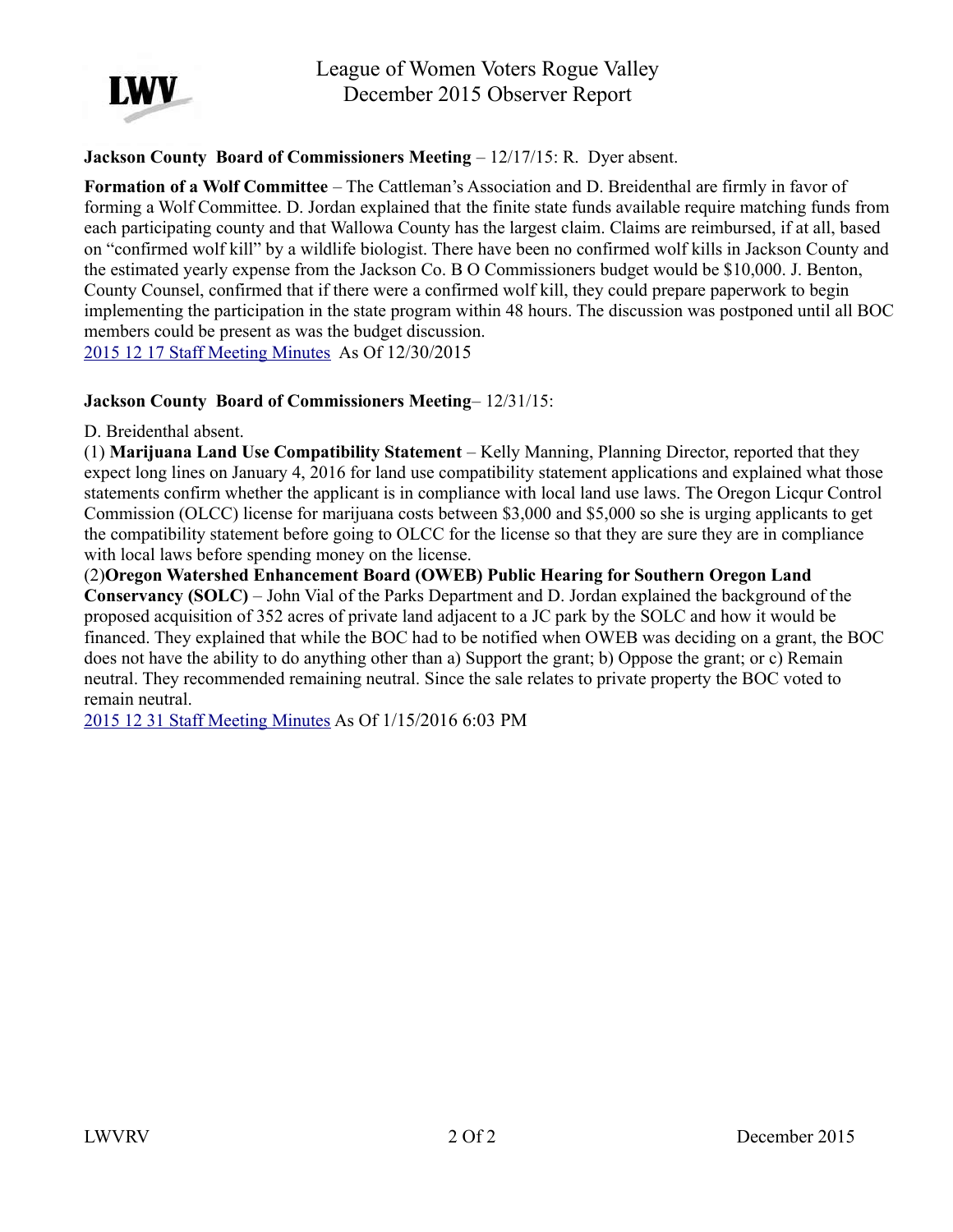League of Women Voters Rogue Valley
December 2015 Observer Report

**Jackson County Board of Commissioners Meeting** – 12/17/15: R. Dyer absent.

**Formation of a Wolf Committee** – The Cattleman's Association and D. Breidenthal are firmly in favor of forming a Wolf Committee. D. Jordan explained that the finite state funds available require matching funds from each participating county and that Wallowa County has the largest claim. Claims are reimbursed, if at all, based on "confirmed wolf kill" by a wildlife biologist. There have been no confirmed wolf kills in Jackson County and the estimated yearly expense from the Jackson Co. B O Commissioners budget would be $10,000. J. Benton, County Counsel, confirmed that if there were a confirmed wolf kill, they could prepare paperwork to begin implementing the participation in the state program within 48 hours. The discussion was postponed until all BOC members could be present as was the budget discussion.
2015 12 17 Staff Meeting Minutes As Of 12/30/2015

**Jackson County Board of Commissioners Meeting**– 12/31/15:

D. Breidenthal absent.
(1) **Marijuana Land Use Compatibility Statement** – Kelly Manning, Planning Director, reported that they expect long lines on January 4, 2016 for land use compatibility statement applications and explained what those statements confirm whether the applicant is in compliance with local land use laws. The Oregon Licqur Control Commission (OLCC) license for marijuana costs between $3,000 and $5,000 so she is urging applicants to get the compatibility statement before going to OLCC for the license so that they are sure they are in compliance with local laws before spending money on the license.
(2)**Oregon Watershed Enhancement Board (OWEB) Public Hearing for Southern Oregon Land Conservancy (SOLC)** – John Vial of the Parks Department and D. Jordan explained the background of the proposed acquisition of 352 acres of private land adjacent to a JC park by the SOLC and how it would be financed. They explained that while the BOC had to be notified when OWEB was deciding on a grant, the BOC does not have the ability to do anything other than a) Support the grant; b) Oppose the grant; or c) Remain neutral. They recommended remaining neutral. Since the sale relates to private property the BOC voted to remain neutral.
2015 12 31 Staff Meeting Minutes As Of 1/15/2016 6:03 PM